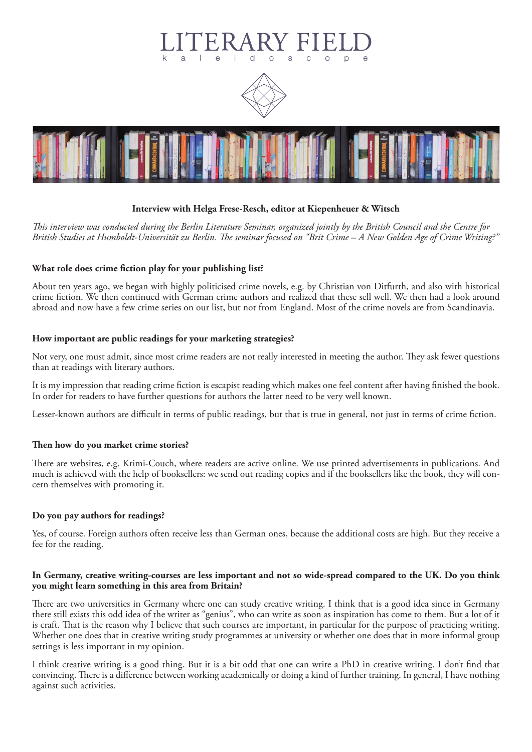# LITERARY FIELD

k a l e i d o s c o p e

**Interview with Helga Frese-Resch, editor at Kiepenheuer & Witsch**

*This interview was conducted during the Berlin Literature Seminar, organized jointly by the British Council and the Centre for British Studies at Humboldt-Universität zu Berlin. The seminar focused on "Brit Crime – A New Golden Age of Crime Writing?"*

**What role does crime fiction play for your publishing list?**

About ten years ago, we began with highly politicised crime novels, e.g. by Christian von Ditfurth, and also with historical crime fiction. We then continued with German crime authors and realized that these sell well. We then had a look around abroad and now have a few crime series on our list, but not from England. Most of the crime novels are from Scandinavia.

**How important are public readings for your marketing strategies?**

Not very, one must admit, since most crime readers are not really interested in meeting the author. They ask fewer questions than at readings with literary authors.

It is my impression that reading crime fiction is escapist reading which makes one feel content after having finished the book. In order for readers to have further questions for authors the latter need to be very well known.

Lesser-known authors are difficult in terms of public readings, but that is true in general, not just in terms of crime fiction.

**Then how do you market crime stories?**

There are websites, e.g. Krimi-Couch, where readers are active online. We use printed advertisements in publications. And much is achieved with the help of booksellers: we send out reading copies and if the booksellers like the book, they will concern themselves with promoting it.

**Do you pay authors for readings?**

Yes, of course. Foreign authors often receive less than German ones, because the additional costs are high. But they receive a fee for the reading.

**In Germany, creative writing-courses are less important and not so wide-spread compared to the UK. Do you think you might learn something in this area from Britain?**

There are two universities in Germany where one can study creative writing. I think that is a good idea since in Germany there still exists this odd idea of the writer as "genius", who can write as soon as inspiration has come to them. But a lot of it is craft. That is the reason why I believe that such courses are important, in particular for the purpose of practicing writing. Whether one does that in creative writing study programmes at university or whether one does that in more informal group settings is less important in my opinion.

I think creative writing is a good thing. But it is a bit odd that one can write a PhD in creative writing. I don't find that convincing. There is a difference between working academically or doing a kind of further training. In general, I have nothing against such activities.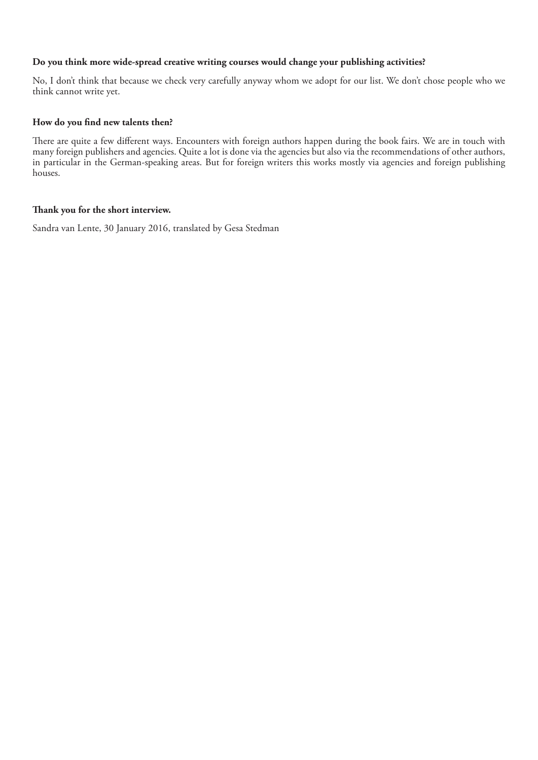**Do you think more wide-spread creative writing courses would change your publishing activities?**

No, I don't think that because we check very carefully anyway whom we adopt for our list. We don't chose people who we think cannot write yet.

**How do you find new talents then?**

There are quite a few different ways. Encounters with foreign authors happen during the book fairs. We are in touch with many foreign publishers and agencies. Quite a lot is done via the agencies but also via the recommendations of other authors, in particular in the German-speaking areas. But for foreign writers this works mostly via agencies and foreign publishing houses.

**Thank you for the short interview.**

Sandra van Lente, 30 January 2016, translated by Gesa Stedman